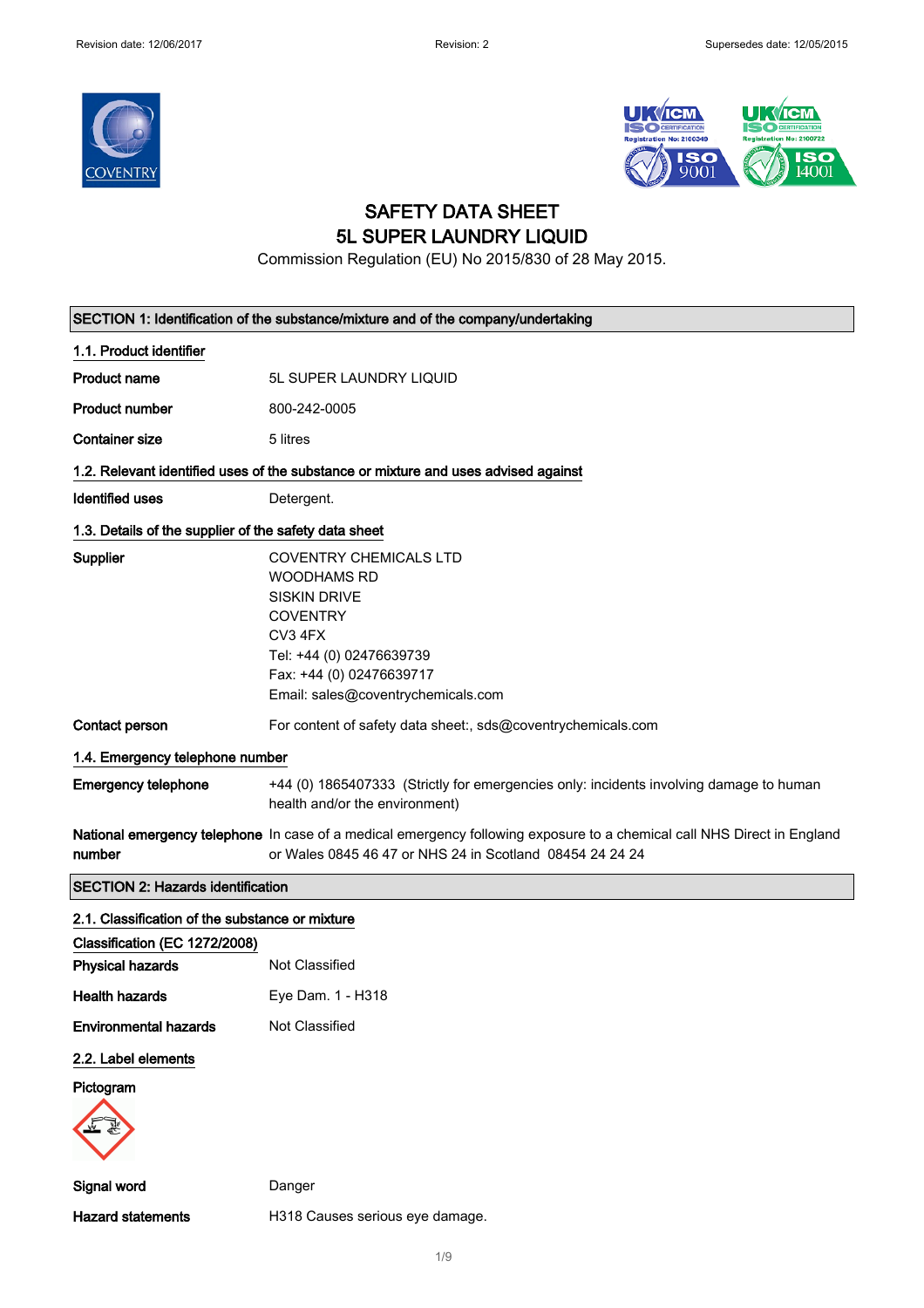Revision date: 12/06/2017 Revision: 2 Supersedes date: 12/05/2015

# SAFETY DATA SHEET
# 5L SUPER LAUNDRY LIQUID

Commission Regulation (EU) No 2015/830 of 28 May 2015.

## SECTION 1: Identification of the substance/mixture and of the company/undertaking

### 1.1. Product identifier

| | |
|---|---|
| **Product name** | 5L SUPER LAUNDRY LIQUID |
| **Product number** | 800-242-0005 |
| **Container size** | 5 litres |

### 1.2. Relevant identified uses of the substance or mixture and uses advised against

| | |
|---|---|
| **Identified uses** | Detergent. |

### 1.3. Details of the supplier of the safety data sheet

**Supplier**

COVENTRY CHEMICALS LTD
WOODHAMS RD
SISKIN DRIVE
COVENTRY
CV3 4FX
Tel: +44 (0) 02476639739
Fax: +44 (0) 02476639717
Email: sales@coventrychemicals.com

**Contact person** For content of safety data sheet:, sds@coventrychemicals.com

### 1.4. Emergency telephone number

**Emergency telephone** +44 (0) 1865407333 (Strictly for emergencies only: incidents involving damage to human health and/or the environment)

**National emergency telephone number** In case of a medical emergency following exposure to a chemical call NHS Direct in England or Wales 0845 46 47 or NHS 24 in Scotland 08454 24 24 24

## SECTION 2: Hazards identification

### 2.1. Classification of the substance or mixture

**Classification (EC 1272/2008)**

| | |
|---|---|
| **Physical hazards** | Not Classified |
| **Health hazards** | Eye Dam. 1 - H318 |
| **Environmental hazards** | Not Classified |

### 2.2. Label elements

**Pictogram**

| | |
|---|---|
| **Signal word** | Danger |
| **Hazard statements** | H318 Causes serious eye damage. |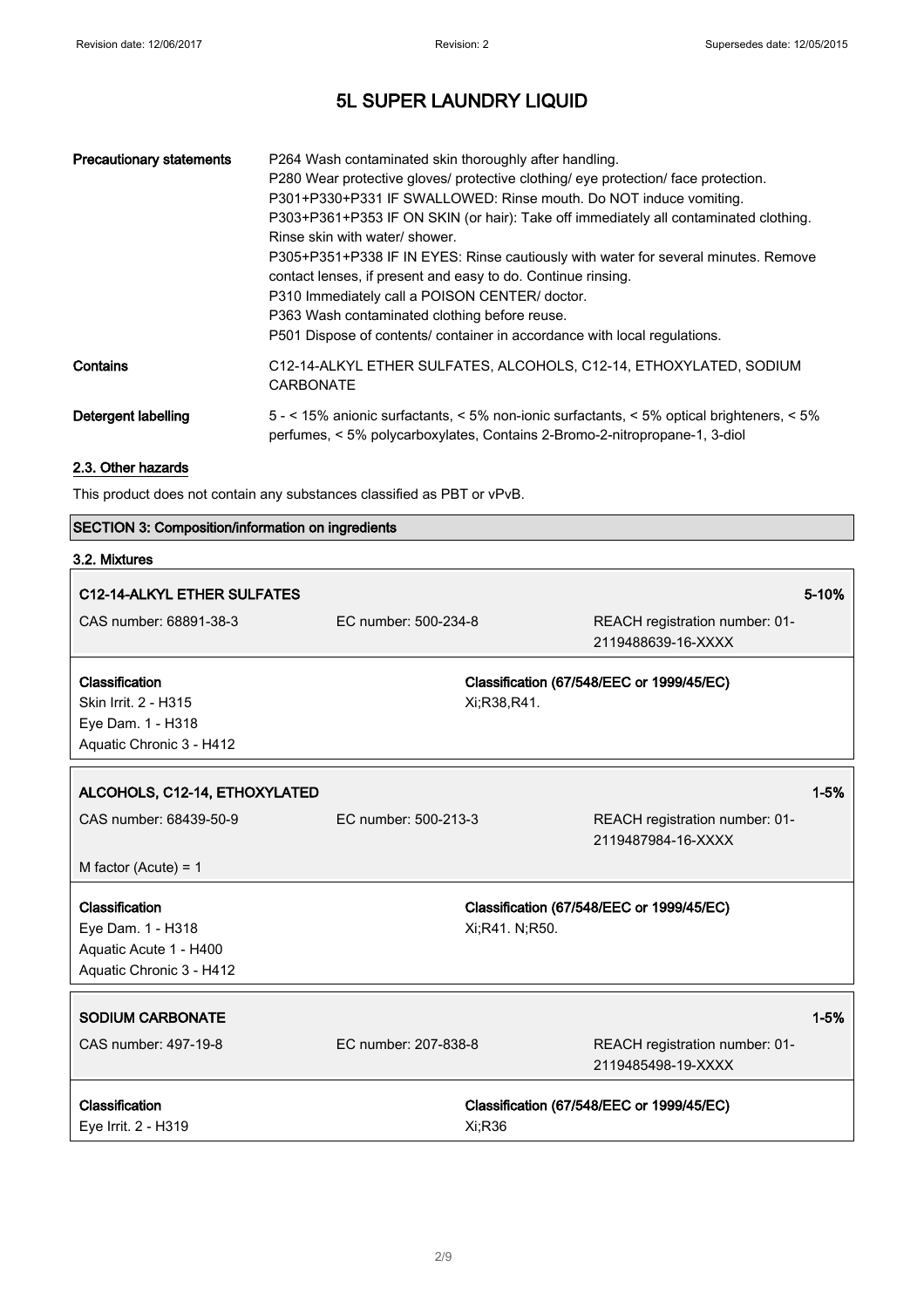| | |
|---|---|
| **Precautionary statements** | P264 Wash contaminated skin thoroughly after handling.<br>P280 Wear protective gloves/ protective clothing/ eye protection/ face protection.<br>P301+P330+P331 IF SWALLOWED: Rinse mouth. Do NOT induce vomiting.<br>P303+P361+P353 IF ON SKIN (or hair): Take off immediately all contaminated clothing. Rinse skin with water/ shower.<br>P305+P351+P338 IF IN EYES: Rinse cautiously with water for several minutes. Remove contact lenses, if present and easy to do. Continue rinsing.<br>P310 Immediately call a POISON CENTER/ doctor.<br>P363 Wash contaminated clothing before reuse.<br>P501 Dispose of contents/ container in accordance with local regulations. |
| **Contains** | C12-14-ALKYL ETHER SULFATES, ALCOHOLS, C12-14, ETHOXYLATED, SODIUM CARBONATE |
| **Detergent labelling** | 5 - < 15% anionic surfactants, < 5% non-ionic surfactants, < 5% optical brighteners, < 5% perfumes, < 5% polycarboxylates, Contains 2-Bromo-2-nitropropane-1, 3-diol |

## 2.3. Other hazards

This product does not contain any substances classified as PBT or vPvB.

## SECTION 3: Composition/information on ingredients

### 3.2. Mixtures

| **C12-14-ALKYL ETHER SULFATES** | | **5-10%** |
|---|---|---|
| CAS number: 68891-38-3 | EC number: 500-234-8 | REACH registration number: 01-2119488639-16-XXXX |
| **Classification**<br>Skin Irrit. 2 - H315<br>Eye Dam. 1 - H318<br>Aquatic Chronic 3 - H412 | **Classification (67/548/EEC or 1999/45/EC)**<br>Xi;R38,R41. | |

| **ALCOHOLS, C12-14, ETHOXYLATED** | | **1-5%** |
|---|---|---|
| CAS number: 68439-50-9 | EC number: 500-213-3 | REACH registration number: 01-2119487984-16-XXXX |
| M factor (Acute) = 1 | | |
| **Classification**<br>Eye Dam. 1 - H318<br>Aquatic Acute 1 - H400<br>Aquatic Chronic 3 - H412 | **Classification (67/548/EEC or 1999/45/EC)**<br>Xi;R41. N;R50. | |

| **SODIUM CARBONATE** | | **1-5%** |
|---|---|---|
| CAS number: 497-19-8 | EC number: 207-838-8 | REACH registration number: 01-2119485498-19-XXXX |
| **Classification**<br>Eye Irrit. 2 - H319 | **Classification (67/548/EEC or 1999/45/EC)**<br>Xi;R36 | |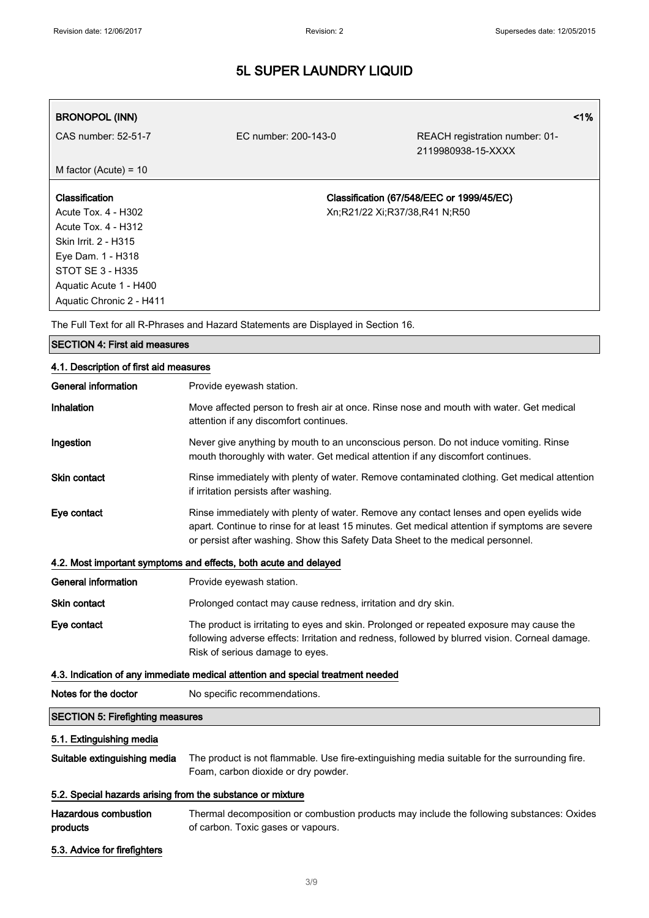| **BRONOPOL (INN)** | | **<1%** |
|---|---|---|
| CAS number: 52-51-7 | EC number: 200-143-0 | REACH registration number: 01-2119980938-15-XXXX |
| M factor (Acute) = 10 | | |

| **Classification** | **Classification (67/548/EEC or 1999/45/EC)** |
|---|---|
| Acute Tox. 4 - H302<br>Acute Tox. 4 - H312<br>Skin Irrit. 2 - H315<br>Eye Dam. 1 - H318<br>STOT SE 3 - H335<br>Aquatic Acute 1 - H400<br>Aquatic Chronic 2 - H411 | Xn;R21/22 Xi;R37/38,R41 N;R50 |

The Full Text for all R-Phrases and Hazard Statements are Displayed in Section 16.

## SECTION 4: First aid measures

### 4.1. Description of first aid measures

**General information** Provide eyewash station.

**Inhalation** Move affected person to fresh air at once. Rinse nose and mouth with water. Get medical attention if any discomfort continues.

**Ingestion** Never give anything by mouth to an unconscious person. Do not induce vomiting. Rinse mouth thoroughly with water. Get medical attention if any discomfort continues.

**Skin contact** Rinse immediately with plenty of water. Remove contaminated clothing. Get medical attention if irritation persists after washing.

**Eye contact** Rinse immediately with plenty of water. Remove any contact lenses and open eyelids wide apart. Continue to rinse for at least 15 minutes. Get medical attention if symptoms are severe or persist after washing. Show this Safety Data Sheet to the medical personnel.

### 4.2. Most important symptoms and effects, both acute and delayed

**General information** Provide eyewash station.

**Skin contact** Prolonged contact may cause redness, irritation and dry skin.

**Eye contact** The product is irritating to eyes and skin. Prolonged or repeated exposure may cause the following adverse effects: Irritation and redness, followed by blurred vision. Corneal damage. Risk of serious damage to eyes.

### 4.3. Indication of any immediate medical attention and special treatment needed

**Notes for the doctor** No specific recommendations.

## SECTION 5: Firefighting measures

### 5.1. Extinguishing media

**Suitable extinguishing media** The product is not flammable. Use fire-extinguishing media suitable for the surrounding fire. Foam, carbon dioxide or dry powder.

### 5.2. Special hazards arising from the substance or mixture

**Hazardous combustion products** Thermal decomposition or combustion products may include the following substances: Oxides of carbon. Toxic gases or vapours.

### 5.3. Advice for firefighters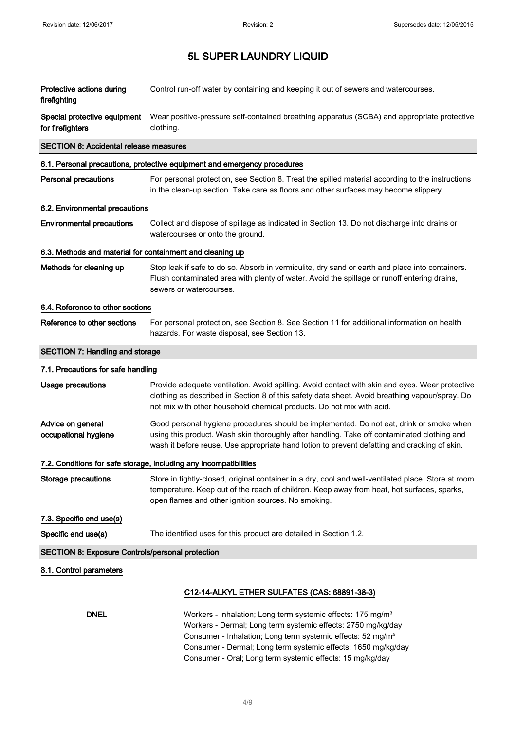| | |
|---|---|
| **Protective actions during firefighting** | Control run-off water by containing and keeping it out of sewers and watercourses. |
| **Special protective equipment for firefighters** | Wear positive-pressure self-contained breathing apparatus (SCBA) and appropriate protective clothing. |

## SECTION 6: Accidental release measures

### 6.1. Personal precautions, protective equipment and emergency procedures

| | |
|---|---|
| **Personal precautions** | For personal protection, see Section 8. Treat the spilled material according to the instructions in the clean-up section. Take care as floors and other surfaces may become slippery. |

### 6.2. Environmental precautions

| | |
|---|---|
| **Environmental precautions** | Collect and dispose of spillage as indicated in Section 13. Do not discharge into drains or watercourses or onto the ground. |

### 6.3. Methods and material for containment and cleaning up

| | |
|---|---|
| **Methods for cleaning up** | Stop leak if safe to do so. Absorb in vermiculite, dry sand or earth and place into containers. Flush contaminated area with plenty of water. Avoid the spillage or runoff entering drains, sewers or watercourses. |

### 6.4. Reference to other sections

| | |
|---|---|
| **Reference to other sections** | For personal protection, see Section 8. See Section 11 for additional information on health hazards. For waste disposal, see Section 13. |

## SECTION 7: Handling and storage

### 7.1. Precautions for safe handling

| | |
|---|---|
| **Usage precautions** | Provide adequate ventilation. Avoid spilling. Avoid contact with skin and eyes. Wear protective clothing as described in Section 8 of this safety data sheet. Avoid breathing vapour/spray. Do not mix with other household chemical products. Do not mix with acid. |
| **Advice on general occupational hygiene** | Good personal hygiene procedures should be implemented. Do not eat, drink or smoke when using this product. Wash skin thoroughly after handling. Take off contaminated clothing and wash it before reuse. Use appropriate hand lotion to prevent defatting and cracking of skin. |

### 7.2. Conditions for safe storage, including any incompatibilities

| | |
|---|---|
| **Storage precautions** | Store in tightly-closed, original container in a dry, cool and well-ventilated place. Store at room temperature. Keep out of the reach of children. Keep away from heat, hot surfaces, sparks, open flames and other ignition sources. No smoking. |

### 7.3. Specific end use(s)

| | |
|---|---|
| **Specific end use(s)** | The identified uses for this product are detailed in Section 1.2. |

## SECTION 8: Exposure Controls/personal protection

### 8.1. Control parameters

**C12-14-ALKYL ETHER SULFATES (CAS: 68891-38-3)**

**DNEL**

Workers - Inhalation; Long term systemic effects: 175 mg/m³
Workers - Dermal; Long term systemic effects: 2750 mg/kg/day
Consumer - Inhalation; Long term systemic effects: 52 mg/m³
Consumer - Dermal; Long term systemic effects: 1650 mg/kg/day
Consumer - Oral; Long term systemic effects: 15 mg/kg/day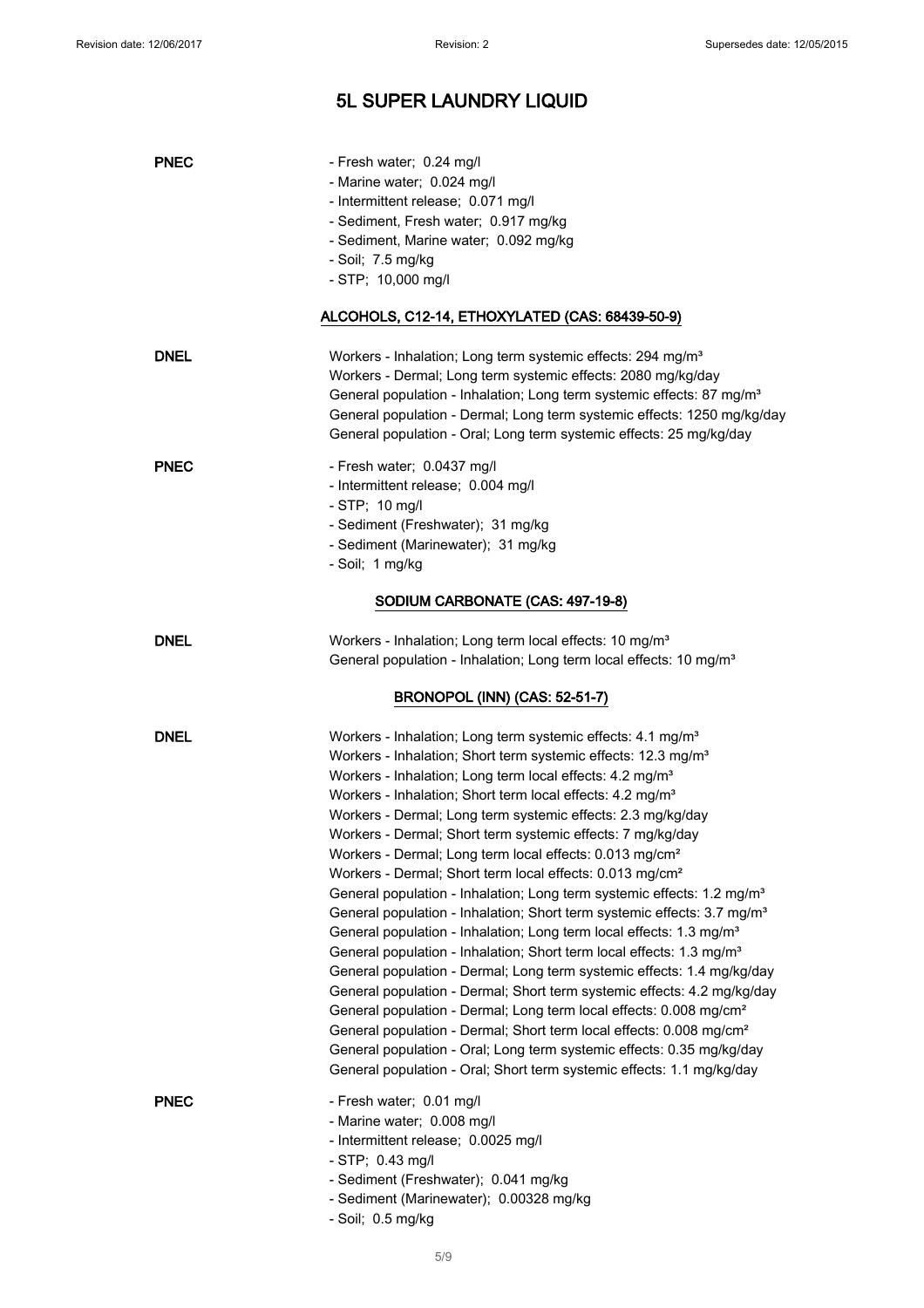# 5L SUPER LAUNDRY LIQUID

**PNEC**
- Fresh water; 0.24 mg/l
- Marine water; 0.024 mg/l
- Intermittent release; 0.071 mg/l
- Sediment, Fresh water; 0.917 mg/kg
- Sediment, Marine water; 0.092 mg/kg
- Soil; 7.5 mg/kg
- STP; 10,000 mg/l

### ALCOHOLS, C12-14, ETHOXYLATED (CAS: 68439-50-9)

**DNEL**
Workers - Inhalation; Long term systemic effects: 294 mg/m³
Workers - Dermal; Long term systemic effects: 2080 mg/kg/day
General population - Inhalation; Long term systemic effects: 87 mg/m³
General population - Dermal; Long term systemic effects: 1250 mg/kg/day
General population - Oral; Long term systemic effects: 25 mg/kg/day

**PNEC**
- Fresh water; 0.0437 mg/l
- Intermittent release; 0.004 mg/l
- STP; 10 mg/l
- Sediment (Freshwater); 31 mg/kg
- Sediment (Marinewater); 31 mg/kg
- Soil; 1 mg/kg

### SODIUM CARBONATE (CAS: 497-19-8)

**DNEL**
Workers - Inhalation; Long term local effects: 10 mg/m³
General population - Inhalation; Long term local effects: 10 mg/m³

### BRONOPOL (INN) (CAS: 52-51-7)

**DNEL**
Workers - Inhalation; Long term systemic effects: 4.1 mg/m³
Workers - Inhalation; Short term systemic effects: 12.3 mg/m³
Workers - Inhalation; Long term local effects: 4.2 mg/m³
Workers - Inhalation; Short term local effects: 4.2 mg/m³
Workers - Dermal; Long term systemic effects: 2.3 mg/kg/day
Workers - Dermal; Short term systemic effects: 7 mg/kg/day
Workers - Dermal; Long term local effects: 0.013 mg/cm²
Workers - Dermal; Short term local effects: 0.013 mg/cm²
General population - Inhalation; Long term systemic effects: 1.2 mg/m³
General population - Inhalation; Short term systemic effects: 3.7 mg/m³
General population - Inhalation; Long term local effects: 1.3 mg/m³
General population - Inhalation; Short term local effects: 1.3 mg/m³
General population - Dermal; Long term systemic effects: 1.4 mg/kg/day
General population - Dermal; Short term systemic effects: 4.2 mg/kg/day
General population - Dermal; Long term local effects: 0.008 mg/cm²
General population - Dermal; Short term local effects: 0.008 mg/cm²
General population - Oral; Long term systemic effects: 0.35 mg/kg/day
General population - Oral; Short term systemic effects: 1.1 mg/kg/day

**PNEC**
- Fresh water; 0.01 mg/l
- Marine water; 0.008 mg/l
- Intermittent release; 0.0025 mg/l
- STP; 0.43 mg/l
- Sediment (Freshwater); 0.041 mg/kg
- Sediment (Marinewater); 0.00328 mg/kg
- Soil; 0.5 mg/kg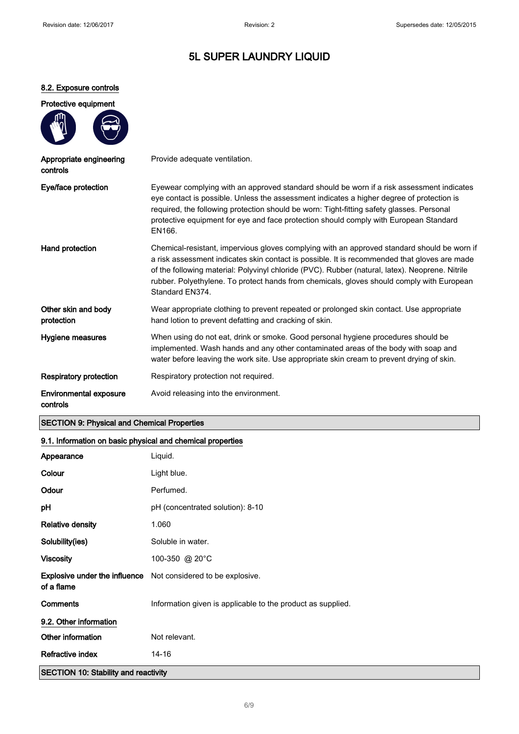# 5L SUPER LAUNDRY LIQUID

### 8.2. Exposure controls

**Protective equipment**

| | |
|---|---|
| **Appropriate engineering controls** | Provide adequate ventilation. |
| **Eye/face protection** | Eyewear complying with an approved standard should be worn if a risk assessment indicates eye contact is possible. Unless the assessment indicates a higher degree of protection is required, the following protection should be worn: Tight-fitting safety glasses. Personal protective equipment for eye and face protection should comply with European Standard EN166. |
| **Hand protection** | Chemical-resistant, impervious gloves complying with an approved standard should be worn if a risk assessment indicates skin contact is possible. It is recommended that gloves are made of the following material: Polyvinyl chloride (PVC). Rubber (natural, latex). Neoprene. Nitrile rubber. Polyethylene. To protect hands from chemicals, gloves should comply with European Standard EN374. |
| **Other skin and body protection** | Wear appropriate clothing to prevent repeated or prolonged skin contact. Use appropriate hand lotion to prevent defatting and cracking of skin. |
| **Hygiene measures** | When using do not eat, drink or smoke. Good personal hygiene procedures should be implemented. Wash hands and any other contaminated areas of the body with soap and water before leaving the work site. Use appropriate skin cream to prevent drying of skin. |
| **Respiratory protection** | Respiratory protection not required. |
| **Environmental exposure controls** | Avoid releasing into the environment. |

## SECTION 9: Physical and Chemical Properties

### 9.1. Information on basic physical and chemical properties

| | |
|---|---|
| **Appearance** | Liquid. |
| **Colour** | Light blue. |
| **Odour** | Perfumed. |
| **pH** | pH (concentrated solution): 8-10 |
| **Relative density** | 1.060 |
| **Solubility(ies)** | Soluble in water. |
| **Viscosity** | 100-350 @ 20°C |
| **Explosive under the influence of a flame** | Not considered to be explosive. |
| **Comments** | Information given is applicable to the product as supplied. |

### 9.2. Other information

| | |
|---|---|
| **Other information** | Not relevant. |
| **Refractive index** | 14-16 |

## SECTION 10: Stability and reactivity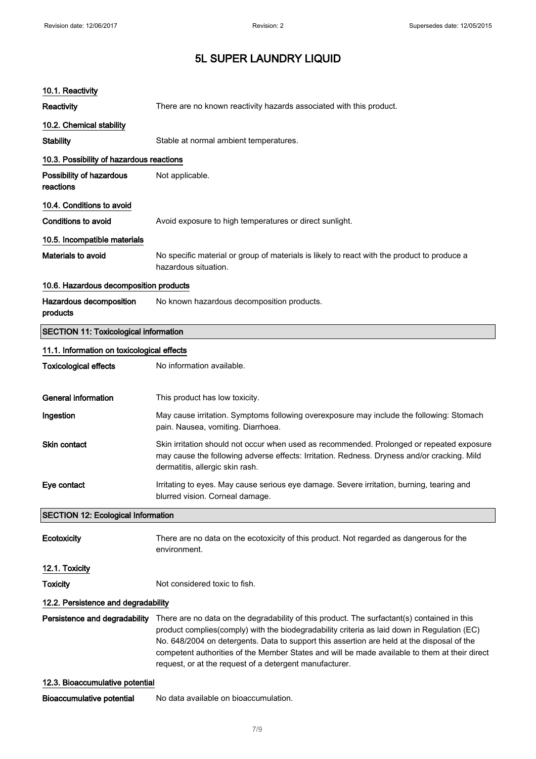### 10.1. Reactivity

**Reactivity** There are no known reactivity hazards associated with this product.

### 10.2. Chemical stability

**Stability** Stable at normal ambient temperatures.

### 10.3. Possibility of hazardous reactions

**Possibility of hazardous reactions** Not applicable.

### 10.4. Conditions to avoid

**Conditions to avoid** Avoid exposure to high temperatures or direct sunlight.

### 10.5. Incompatible materials

**Materials to avoid** No specific material or group of materials is likely to react with the product to produce a hazardous situation.

### 10.6. Hazardous decomposition products

**Hazardous decomposition products** No known hazardous decomposition products.

## SECTION 11: Toxicological information

### 11.1. Information on toxicological effects

**Toxicological effects** No information available.

**General information** This product has low toxicity.

**Ingestion** May cause irritation. Symptoms following overexposure may include the following: Stomach pain. Nausea, vomiting. Diarrhoea.

**Skin contact** Skin irritation should not occur when used as recommended. Prolonged or repeated exposure may cause the following adverse effects: Irritation. Redness. Dryness and/or cracking. Mild dermatitis, allergic skin rash.

**Eye contact** Irritating to eyes. May cause serious eye damage. Severe irritation, burning, tearing and blurred vision. Corneal damage.

## SECTION 12: Ecological Information

**Ecotoxicity** There are no data on the ecotoxicity of this product. Not regarded as dangerous for the environment.

### 12.1. Toxicity

**Toxicity** Not considered toxic to fish.

### 12.2. Persistence and degradability

**Persistence and degradability** There are no data on the degradability of this product. The surfactant(s) contained in this product complies(comply) with the biodegradability criteria as laid down in Regulation (EC) No. 648/2004 on detergents. Data to support this assertion are held at the disposal of the competent authorities of the Member States and will be made available to them at their direct request, or at the request of a detergent manufacturer.

### 12.3. Bioaccumulative potential

**Bioaccumulative potential** No data available on bioaccumulation.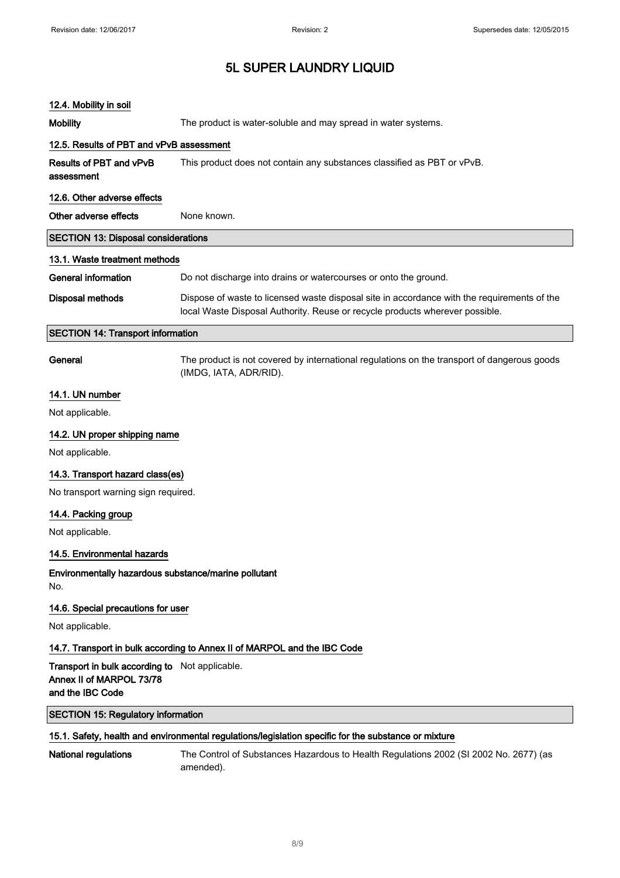### 12.4. Mobility in soil

**Mobility** The product is water-soluble and may spread in water systems.

### 12.5. Results of PBT and vPvB assessment

**Results of PBT and vPvB assessment** This product does not contain any substances classified as PBT or vPvB.

### 12.6. Other adverse effects

**Other adverse effects** None known.

## SECTION 13: Disposal considerations

### 13.1. Waste treatment methods

**General information** Do not discharge into drains or watercourses or onto the ground.

**Disposal methods** Dispose of waste to licensed waste disposal site in accordance with the requirements of the local Waste Disposal Authority. Reuse or recycle products wherever possible.

## SECTION 14: Transport information

**General** The product is not covered by international regulations on the transport of dangerous goods (IMDG, IATA, ADR/RID).

### 14.1. UN number

Not applicable.

### 14.2. UN proper shipping name

Not applicable.

### 14.3. Transport hazard class(es)

No transport warning sign required.

### 14.4. Packing group

Not applicable.

### 14.5. Environmental hazards

**Environmentally hazardous substance/marine pollutant**

No.

### 14.6. Special precautions for user

Not applicable.

### 14.7. Transport in bulk according to Annex II of MARPOL and the IBC Code

**Transport in bulk according to Annex II of MARPOL 73/78 and the IBC Code** Not applicable.

## SECTION 15: Regulatory information

### 15.1. Safety, health and environmental regulations/legislation specific for the substance or mixture

**National regulations** The Control of Substances Hazardous to Health Regulations 2002 (SI 2002 No. 2677) (as amended).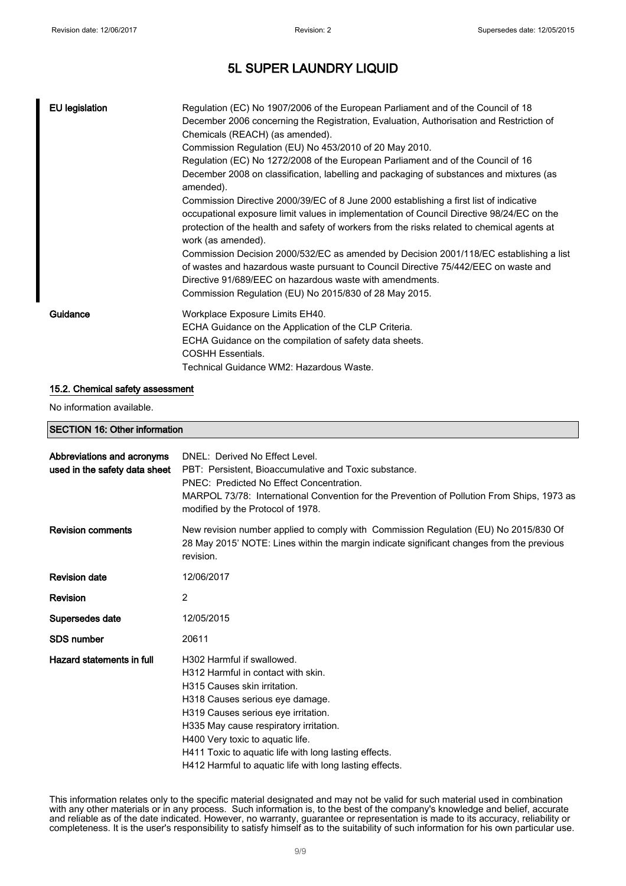# 5L SUPER LAUNDRY LIQUID

| | |
|---|---|
| **EU legislation** | Regulation (EC) No 1907/2006 of the European Parliament and of the Council of 18 December 2006 concerning the Registration, Evaluation, Authorisation and Restriction of Chemicals (REACH) (as amended).<br>Commission Regulation (EU) No 453/2010 of 20 May 2010.<br>Regulation (EC) No 1272/2008 of the European Parliament and of the Council of 16 December 2008 on classification, labelling and packaging of substances and mixtures (as amended).<br>Commission Directive 2000/39/EC of 8 June 2000 establishing a first list of indicative occupational exposure limit values in implementation of Council Directive 98/24/EC on the protection of the health and safety of workers from the risks related to chemical agents at work (as amended).<br>Commission Decision 2000/532/EC as amended by Decision 2001/118/EC establishing a list of wastes and hazardous waste pursuant to Council Directive 75/442/EEC on waste and Directive 91/689/EEC on hazardous waste with amendments.<br>Commission Regulation (EU) No 2015/830 of 28 May 2015. |
| **Guidance** | Workplace Exposure Limits EH40.<br>ECHA Guidance on the Application of the CLP Criteria.<br>ECHA Guidance on the compilation of safety data sheets.<br>COSHH Essentials.<br>Technical Guidance WM2: Hazardous Waste. |

### 15.2. Chemical safety assessment

No information available.

## SECTION 16: Other information

| | |
|---|---|
| **Abbreviations and acronyms used in the safety data sheet** | DNEL: Derived No Effect Level.<br>PBT: Persistent, Bioaccumulative and Toxic substance.<br>PNEC: Predicted No Effect Concentration.<br>MARPOL 73/78: International Convention for the Prevention of Pollution From Ships, 1973 as modified by the Protocol of 1978. |
| **Revision comments** | New revision number applied to comply with Commission Regulation (EU) No 2015/830 Of 28 May 2015' NOTE: Lines within the margin indicate significant changes from the previous revision. |
| **Revision date** | 12/06/2017 |
| **Revision** | 2 |
| **Supersedes date** | 12/05/2015 |
| **SDS number** | 20611 |
| **Hazard statements in full** | H302 Harmful if swallowed.<br>H312 Harmful in contact with skin.<br>H315 Causes skin irritation.<br>H318 Causes serious eye damage.<br>H319 Causes serious eye irritation.<br>H335 May cause respiratory irritation.<br>H400 Very toxic to aquatic life.<br>H411 Toxic to aquatic life with long lasting effects.<br>H412 Harmful to aquatic life with long lasting effects. |

This information relates only to the specific material designated and may not be valid for such material used in combination with any other materials or in any process. Such information is, to the best of the company's knowledge and belief, accurate and reliable as of the date indicated. However, no warranty, guarantee or representation is made to its accuracy, reliability or completeness. It is the user's responsibility to satisfy himself as to the suitability of such information for his own particular use.